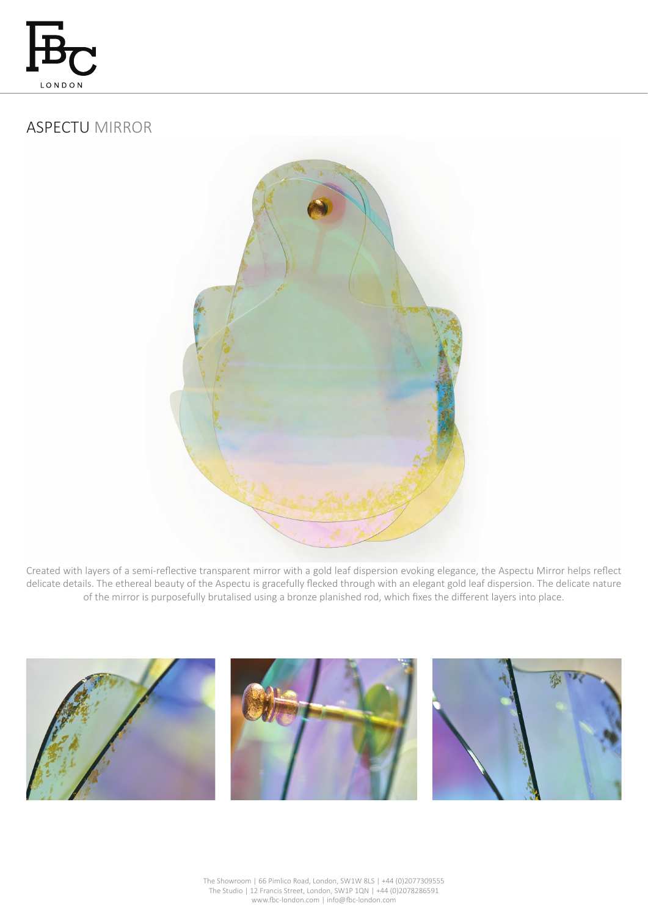# ASPECTU MIRROR

Created with layers of a semi-reflective transparent mirror with a gold leaf dispersion evoking elegance, the Aspectu Mirror helps reflect delicate details. The ethereal beauty of the Aspectu is gracefully flecked through with an elegant gold leaf dispersion. The delicate nature of the mirror is purposefully brutalised using a bronze planished rod, which fixes the different layers into place.

The Showroom | 66 Pimlico Road, London, SW1W 8LS | +44 (0)2077309555
The Studio | 12 Francis Street, London, SW1P 1QN | +44 (0)2078286591
www.fbc-london.com | info@fbc-london.com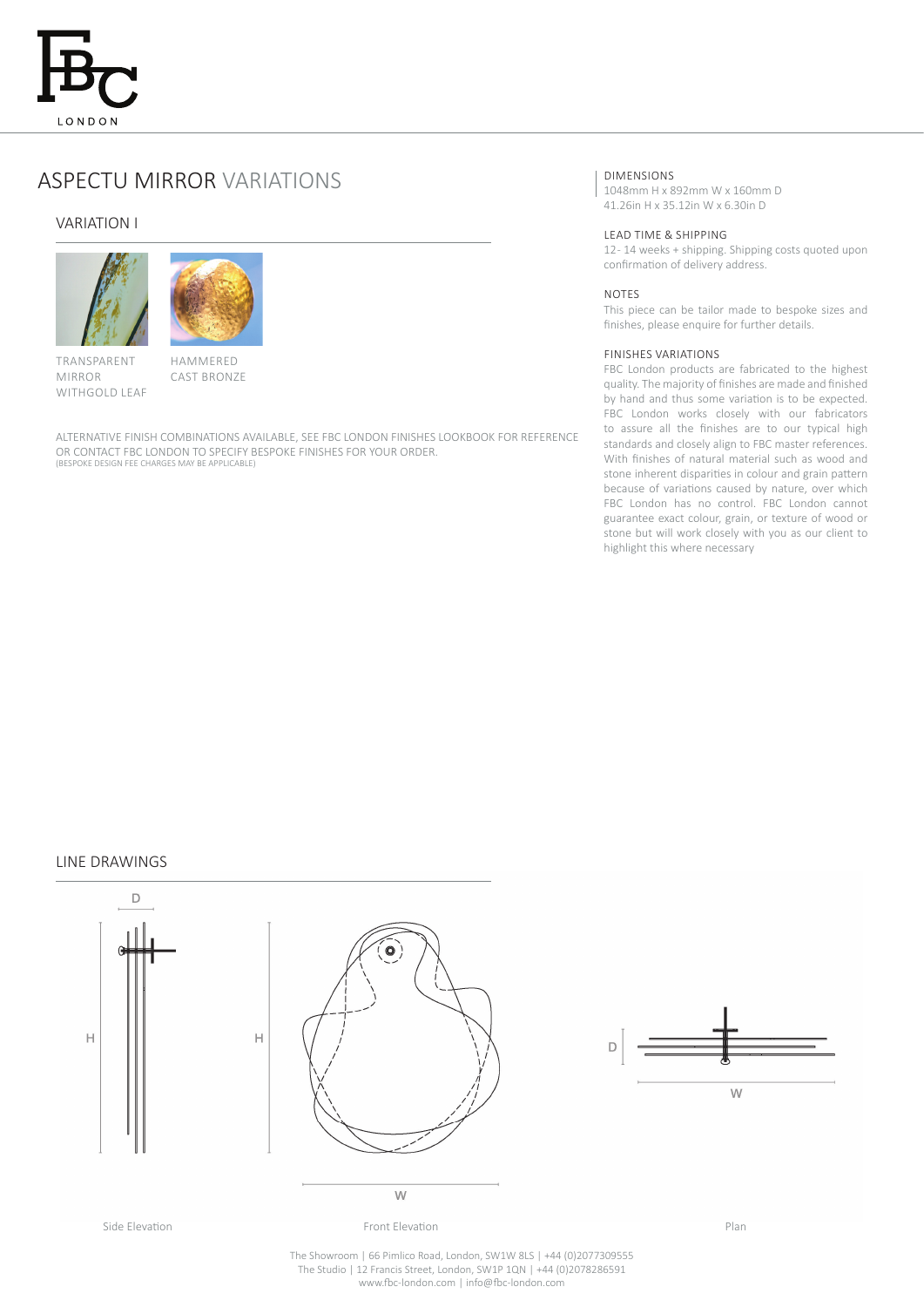# ASPECTU MIRROR VARIATIONS

## VARIATION I

TRANSPARENT MIRROR WITHGOLD LEAF

HAMMERED CAST BRONZE

ALTERNATIVE FINISH COMBINATIONS AVAILABLE, SEE FBC LONDON FINISHES LOOKBOOK FOR REFERENCE OR CONTACT FBC LONDON TO SPECIFY BESPOKE FINISHES FOR YOUR ORDER.
(BESPOKE DESIGN FEE CHARGES MAY BE APPLICABLE)

### DIMENSIONS

1048mm H x 892mm W x 160mm D
41.26in H x 35.12in W x 6.30in D

### LEAD TIME & SHIPPING

12- 14 weeks + shipping. Shipping costs quoted upon confirmation of delivery address.

### NOTES

This piece can be tailor made to bespoke sizes and finishes, please enquire for further details.

### FINISHES VARIATIONS

FBC London products are fabricated to the highest quality. The majority of finishes are made and finished by hand and thus some variation is to be expected. FBC London works closely with our fabricators to assure all the finishes are to our typical high standards and closely align to FBC master references. With finishes of natural material such as wood and stone inherent disparities in colour and grain pattern because of variations caused by nature, over which FBC London has no control. FBC London cannot guarantee exact colour, grain, or texture of wood or stone but will work closely with you as our client to highlight this where necessary

## LINE DRAWINGS

D
H
Side Elevation

H
W
Front Elevation

D
W
Plan

The Showroom | 66 Pimlico Road, London, SW1W 8LS | +44 (0)2077309555
The Studio | 12 Francis Street, London, SW1P 1QN | +44 (0)2078286591
www.fbc-london.com | info@fbc-london.com